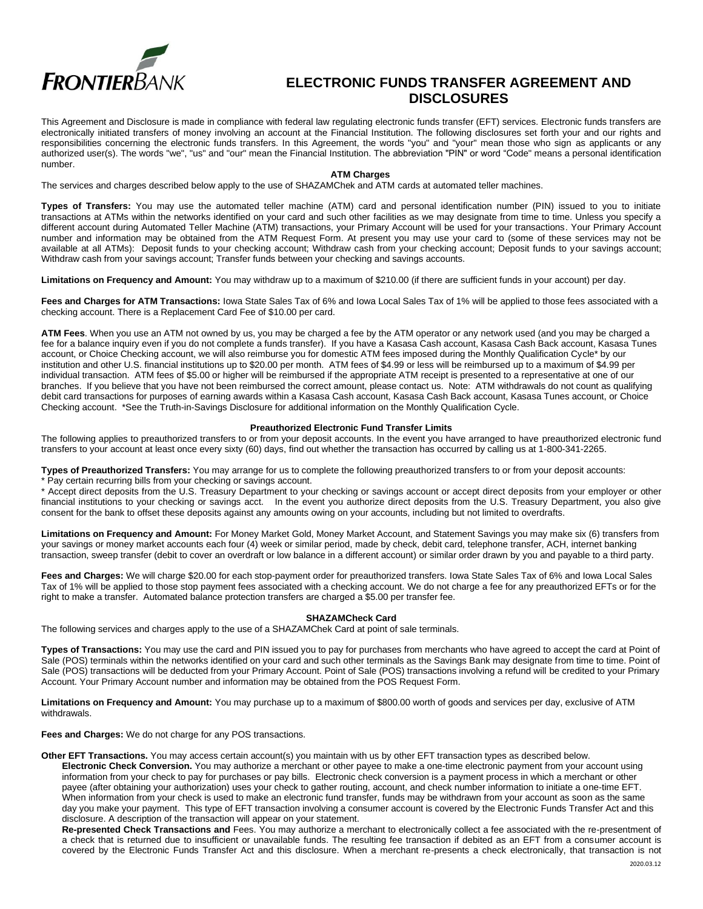# ELECTRONIC FUNDS TRANSFER AGREEMENT AND DISCLOSURES

This Agreement and Disclosure is made in compliance with federal law regulating electronic funds transfer (EFT) services. Electronic funds transfers are electronically initiated transfers of money involving an account at the Financial Institution. The following disclosures set forth your and our rights and responsibilities concerning the electronic funds transfers. In this Agreement, the words "you" and "your" mean those who sign as applicants or any authorized user(s). The words "we", "us" and "our" mean the Financial Institution. The abbreviation "PIN" or word "Code" means a personal identification number.

### ATM Charges

The services and charges described below apply to the use of SHAZAMChek and ATM cards at automated teller machines.

**Types of Transfers:** You may use the automated teller machine (ATM) card and personal identification number (PIN) issued to you to initiate transactions at ATMs within the networks identified on your card and such other facilities as we may designate from time to time. Unless you specify a different account during Automated Teller Machine (ATM) transactions, your Primary Account will be used for your transactions. Your Primary Account number and information may be obtained from the ATM Request Form. At present you may use your card to (some of these services may not be available at all ATMs): Deposit funds to your checking account; Withdraw cash from your checking account; Deposit funds to your savings account; Withdraw cash from your savings account; Transfer funds between your checking and savings accounts.

**Limitations on Frequency and Amount:** You may withdraw up to a maximum of $210.00 (if there are sufficient funds in your account) per day.

**Fees and Charges for ATM Transactions:** Iowa State Sales Tax of 6% and Iowa Local Sales Tax of 1% will be applied to those fees associated with a checking account. There is a Replacement Card Fee of $10.00 per card.

**ATM Fees**. When you use an ATM not owned by us, you may be charged a fee by the ATM operator or any network used (and you may be charged a fee for a balance inquiry even if you do not complete a funds transfer). If you have a Kasasa Cash account, Kasasa Cash Back account, Kasasa Tunes account, or Choice Checking account, we will also reimburse you for domestic ATM fees imposed during the Monthly Qualification Cycle* by our institution and other U.S. financial institutions up to $20.00 per month. ATM fees of $4.99 or less will be reimbursed up to a maximum of $4.99 per individual transaction. ATM fees of $5.00 or higher will be reimbursed if the appropriate ATM receipt is presented to a representative at one of our branches. If you believe that you have not been reimbursed the correct amount, please contact us. Note: ATM withdrawals do not count as qualifying debit card transactions for purposes of earning awards within a Kasasa Cash account, Kasasa Cash Back account, Kasasa Tunes account, or Choice Checking account. *See the Truth-in-Savings Disclosure for additional information on the Monthly Qualification Cycle.

### Preauthorized Electronic Fund Transfer Limits

The following applies to preauthorized transfers to or from your deposit accounts. In the event you have arranged to have preauthorized electronic fund transfers to your account at least once every sixty (60) days, find out whether the transaction has occurred by calling us at 1-800-341-2265.

**Types of Preauthorized Transfers:** You may arrange for us to complete the following preauthorized transfers to or from your deposit accounts:

* Pay certain recurring bills from your checking or savings account.
* Accept direct deposits from the U.S. Treasury Department to your checking or savings account or accept direct deposits from your employer or other financial institutions to your checking or savings acct. In the event you authorize direct deposits from the U.S. Treasury Department, you also give consent for the bank to offset these deposits against any amounts owing on your accounts, including but not limited to overdrafts.

**Limitations on Frequency and Amount:** For Money Market Gold, Money Market Account, and Statement Savings you may make six (6) transfers from your savings or money market accounts each four (4) week or similar period, made by check, debit card, telephone transfer, ACH, internet banking transaction, sweep transfer (debit to cover an overdraft or low balance in a different account) or similar order drawn by you and payable to a third party.

**Fees and Charges:** We will charge $20.00 for each stop-payment order for preauthorized transfers. Iowa State Sales Tax of 6% and Iowa Local Sales Tax of 1% will be applied to those stop payment fees associated with a checking account. We do not charge a fee for any preauthorized EFTs or for the right to make a transfer. Automated balance protection transfers are charged a $5.00 per transfer fee.

### SHAZAMCheck Card

The following services and charges apply to the use of a SHAZAMChek Card at point of sale terminals.

**Types of Transactions:** You may use the card and PIN issued you to pay for purchases from merchants who have agreed to accept the card at Point of Sale (POS) terminals within the networks identified on your card and such other terminals as the Savings Bank may designate from time to time. Point of Sale (POS) transactions will be deducted from your Primary Account. Point of Sale (POS) transactions involving a refund will be credited to your Primary Account. Your Primary Account number and information may be obtained from the POS Request Form.

**Limitations on Frequency and Amount:** You may purchase up to a maximum of $800.00 worth of goods and services per day, exclusive of ATM withdrawals.

**Fees and Charges:** We do not charge for any POS transactions.

**Other EFT Transactions.** You may access certain account(s) you maintain with us by other EFT transaction types as described below.

**Electronic Check Conversion.** You may authorize a merchant or other payee to make a one-time electronic payment from your account using information from your check to pay for purchases or pay bills. Electronic check conversion is a payment process in which a merchant or other payee (after obtaining your authorization) uses your check to gather routing, account, and check number information to initiate a one-time EFT. When information from your check is used to make an electronic fund transfer, funds may be withdrawn from your account as soon as the same day you make your payment. This type of EFT transaction involving a consumer account is covered by the Electronic Funds Transfer Act and this disclosure. A description of the transaction will appear on your statement.

**Re-presented Check Transactions and** Fees. You may authorize a merchant to electronically collect a fee associated with the re-presentment of a check that is returned due to insufficient or unavailable funds. The resulting fee transaction if debited as an EFT from a consumer account is covered by the Electronic Funds Transfer Act and this disclosure. When a merchant re-presents a check electronically, that transaction is not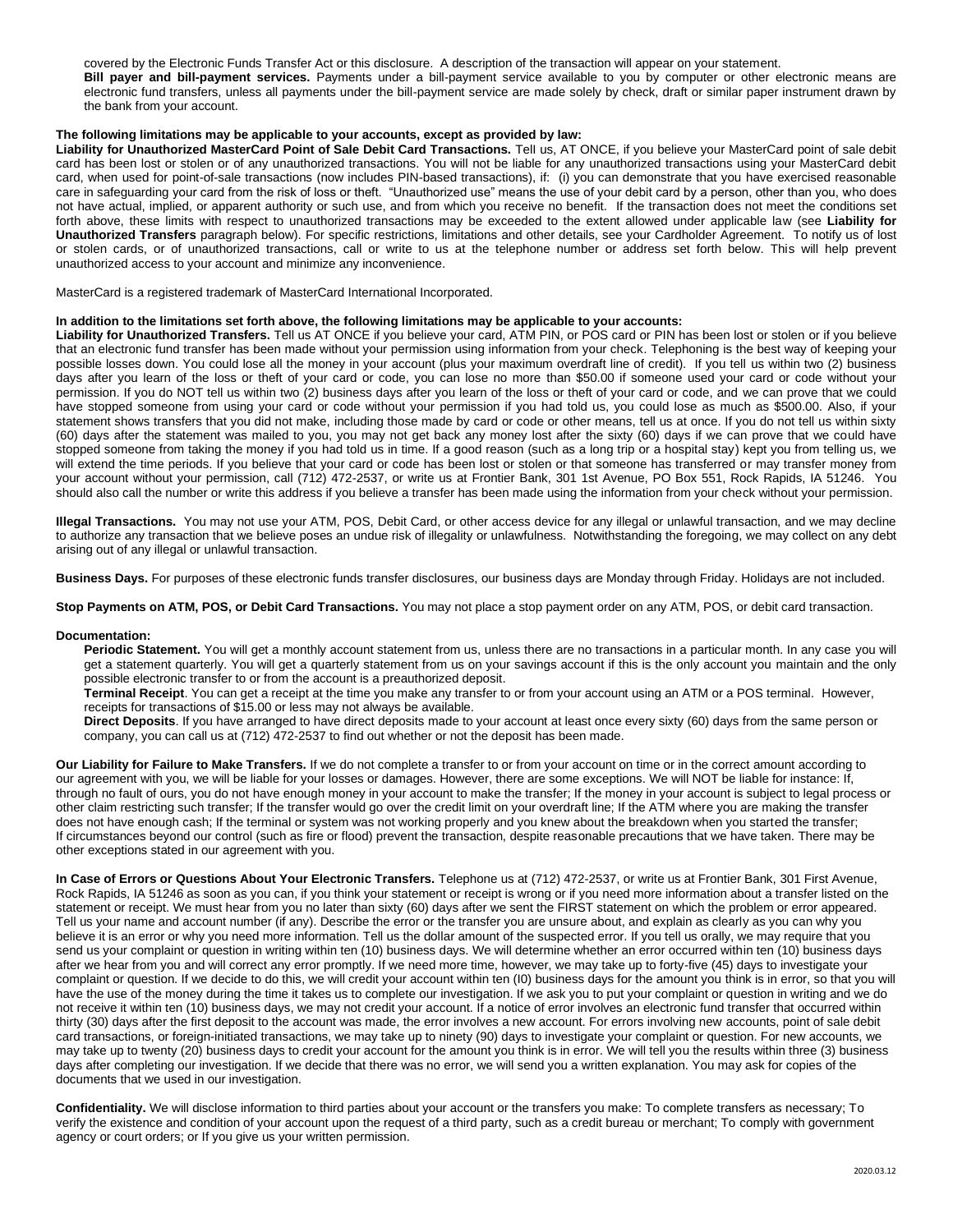covered by the Electronic Funds Transfer Act or this disclosure. A description of the transaction will appear on your statement.

**Bill payer and bill-payment services.** Payments under a bill-payment service available to you by computer or other electronic means are electronic fund transfers, unless all payments under the bill-payment service are made solely by check, draft or similar paper instrument drawn by the bank from your account.

**The following limitations may be applicable to your accounts, except as provided by law:**

**Liability for Unauthorized MasterCard Point of Sale Debit Card Transactions.** Tell us, AT ONCE, if you believe your MasterCard point of sale debit card has been lost or stolen or of any unauthorized transactions. You will not be liable for any unauthorized transactions using your MasterCard debit card, when used for point-of-sale transactions (now includes PIN-based transactions), if: (i) you can demonstrate that you have exercised reasonable care in safeguarding your card from the risk of loss or theft. "Unauthorized use" means the use of your debit card by a person, other than you, who does not have actual, implied, or apparent authority or such use, and from which you receive no benefit. If the transaction does not meet the conditions set forth above, these limits with respect to unauthorized transactions may be exceeded to the extent allowed under applicable law (see **Liability for Unauthorized Transfers** paragraph below). For specific restrictions, limitations and other details, see your Cardholder Agreement. To notify us of lost or stolen cards, or of unauthorized transactions, call or write to us at the telephone number or address set forth below. This will help prevent unauthorized access to your account and minimize any inconvenience.

MasterCard is a registered trademark of MasterCard International Incorporated.

**In addition to the limitations set forth above, the following limitations may be applicable to your accounts:**

**Liability for Unauthorized Transfers.** Tell us AT ONCE if you believe your card, ATM PIN, or POS card or PIN has been lost or stolen or if you believe that an electronic fund transfer has been made without your permission using information from your check. Telephoning is the best way of keeping your possible losses down. You could lose all the money in your account (plus your maximum overdraft line of credit). If you tell us within two (2) business days after you learn of the loss or theft of your card or code, you can lose no more than $50.00 if someone used your card or code without your permission. If you do NOT tell us within two (2) business days after you learn of the loss or theft of your card or code, and we can prove that we could have stopped someone from using your card or code without your permission if you had told us, you could lose as much as $500.00. Also, if your statement shows transfers that you did not make, including those made by card or code or other means, tell us at once. If you do not tell us within sixty (60) days after the statement was mailed to you, you may not get back any money lost after the sixty (60) days if we can prove that we could have stopped someone from taking the money if you had told us in time. If a good reason (such as a long trip or a hospital stay) kept you from telling us, we will extend the time periods. If you believe that your card or code has been lost or stolen or that someone has transferred or may transfer money from your account without your permission, call (712) 472-2537, or write us at Frontier Bank, 301 1st Avenue, PO Box 551, Rock Rapids, IA 51246. You should also call the number or write this address if you believe a transfer has been made using the information from your check without your permission.

**Illegal Transactions.** You may not use your ATM, POS, Debit Card, or other access device for any illegal or unlawful transaction, and we may decline to authorize any transaction that we believe poses an undue risk of illegality or unlawfulness. Notwithstanding the foregoing, we may collect on any debt arising out of any illegal or unlawful transaction.

**Business Days.** For purposes of these electronic funds transfer disclosures, our business days are Monday through Friday. Holidays are not included.

**Stop Payments on ATM, POS, or Debit Card Transactions.** You may not place a stop payment order on any ATM, POS, or debit card transaction.

**Documentation:**

**Periodic Statement.** You will get a monthly account statement from us, unless there are no transactions in a particular month. In any case you will get a statement quarterly. You will get a quarterly statement from us on your savings account if this is the only account you maintain and the only possible electronic transfer to or from the account is a preauthorized deposit.

**Terminal Receipt**. You can get a receipt at the time you make any transfer to or from your account using an ATM or a POS terminal. However, receipts for transactions of $15.00 or less may not always be available.

**Direct Deposits**. If you have arranged to have direct deposits made to your account at least once every sixty (60) days from the same person or company, you can call us at (712) 472-2537 to find out whether or not the deposit has been made.

**Our Liability for Failure to Make Transfers.** If we do not complete a transfer to or from your account on time or in the correct amount according to our agreement with you, we will be liable for your losses or damages. However, there are some exceptions. We will NOT be liable for instance: If, through no fault of ours, you do not have enough money in your account to make the transfer; If the money in your account is subject to legal process or other claim restricting such transfer; If the transfer would go over the credit limit on your overdraft line; If the ATM where you are making the transfer does not have enough cash; If the terminal or system was not working properly and you knew about the breakdown when you started the transfer; If circumstances beyond our control (such as fire or flood) prevent the transaction, despite reasonable precautions that we have taken. There may be other exceptions stated in our agreement with you.

**In Case of Errors or Questions About Your Electronic Transfers.** Telephone us at (712) 472-2537, or write us at Frontier Bank, 301 First Avenue, Rock Rapids, IA 51246 as soon as you can, if you think your statement or receipt is wrong or if you need more information about a transfer listed on the statement or receipt. We must hear from you no later than sixty (60) days after we sent the FIRST statement on which the problem or error appeared. Tell us your name and account number (if any). Describe the error or the transfer you are unsure about, and explain as clearly as you can why you believe it is an error or why you need more information. Tell us the dollar amount of the suspected error. If you tell us orally, we may require that you send us your complaint or question in writing within ten (10) business days. We will determine whether an error occurred within ten (10) business days after we hear from you and will correct any error promptly. If we need more time, however, we may take up to forty-five (45) days to investigate your complaint or question. If we decide to do this, we will credit your account within ten (I0) business days for the amount you think is in error, so that you will have the use of the money during the time it takes us to complete our investigation. If we ask you to put your complaint or question in writing and we do not receive it within ten (10) business days, we may not credit your account. If a notice of error involves an electronic fund transfer that occurred within thirty (30) days after the first deposit to the account was made, the error involves a new account. For errors involving new accounts, point of sale debit card transactions, or foreign-initiated transactions, we may take up to ninety (90) days to investigate your complaint or question. For new accounts, we may take up to twenty (20) business days to credit your account for the amount you think is in error. We will tell you the results within three (3) business days after completing our investigation. If we decide that there was no error, we will send you a written explanation. You may ask for copies of the documents that we used in our investigation.

**Confidentiality.** We will disclose information to third parties about your account or the transfers you make: To complete transfers as necessary; To verify the existence and condition of your account upon the request of a third party, such as a credit bureau or merchant; To comply with government agency or court orders; or If you give us your written permission.

2020.03.12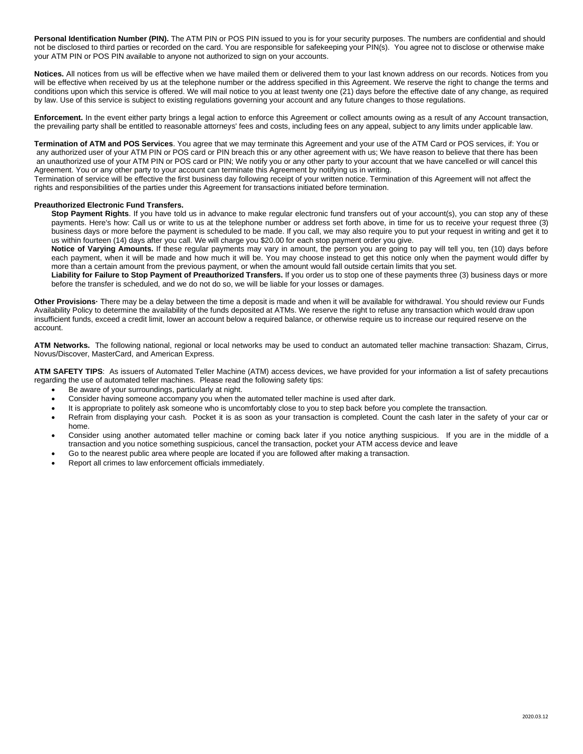**Personal Identification Number (PIN).** The ATM PIN or POS PIN issued to you is for your security purposes. The numbers are confidential and should not be disclosed to third parties or recorded on the card. You are responsible for safekeeping your PIN(s). You agree not to disclose or otherwise make your ATM PIN or POS PIN available to anyone not authorized to sign on your accounts.

**Notices.** All notices from us will be effective when we have mailed them or delivered them to your last known address on our records. Notices from you will be effective when received by us at the telephone number or the address specified in this Agreement. We reserve the right to change the terms and conditions upon which this service is offered. We will mail notice to you at least twenty one (21) days before the effective date of any change, as required by law. Use of this service is subject to existing regulations governing your account and any future changes to those regulations.

**Enforcement.** In the event either party brings a legal action to enforce this Agreement or collect amounts owing as a result of any Account transaction, the prevailing party shall be entitled to reasonable attorneys' fees and costs, including fees on any appeal, subject to any limits under applicable law.

**Termination of ATM and POS Services**. You agree that we may terminate this Agreement and your use of the ATM Card or POS services, if: You or any authorized user of your ATM PIN or POS card or PIN breach this or any other agreement with us; We have reason to believe that there has been an unauthorized use of your ATM PIN or POS card or PIN; We notify you or any other party to your account that we have cancelled or will cancel this Agreement. You or any other party to your account can terminate this Agreement by notifying us in writing.
Termination of service will be effective the first business day following receipt of your written notice. Termination of this Agreement will not affect the rights and responsibilities of the parties under this Agreement for transactions initiated before termination.

**Preauthorized Electronic Fund Transfers.**

**Stop Payment Rights**. If you have told us in advance to make regular electronic fund transfers out of your account(s), you can stop any of these payments. Here's how: Call us or write to us at the telephone number or address set forth above, in time for us to receive your request three (3) business days or more before the payment is scheduled to be made. If you call, we may also require you to put your request in writing and get it to us within fourteen (14) days after you call. We will charge you $20.00 for each stop payment order you give.

**Notice of Varying Amounts.** If these regular payments may vary in amount, the person you are going to pay will tell you, ten (10) days before each payment, when it will be made and how much it will be. You may choose instead to get this notice only when the payment would differ by more than a certain amount from the previous payment, or when the amount would fall outside certain limits that you set.

**Liability for Failure to Stop Payment of Preauthorized Transfers.** If you order us to stop one of these payments three (3) business days or more before the transfer is scheduled, and we do not do so, we will be liable for your losses or damages.

**Other Provisions·** There may be a delay between the time a deposit is made and when it will be available for withdrawal. You should review our Funds Availability Policy to determine the availability of the funds deposited at ATMs. We reserve the right to refuse any transaction which would draw upon insufficient funds, exceed a credit limit, lower an account below a required balance, or otherwise require us to increase our required reserve on the account.

**ATM Networks.** The following national, regional or local networks may be used to conduct an automated teller machine transaction: Shazam, Cirrus, Novus/Discover, MasterCard, and American Express.

**ATM SAFETY TIPS**: As issuers of Automated Teller Machine (ATM) access devices, we have provided for your information a list of safety precautions regarding the use of automated teller machines. Please read the following safety tips:

- Be aware of your surroundings, particularly at night.
- Consider having someone accompany you when the automated teller machine is used after dark.
- It is appropriate to politely ask someone who is uncomfortably close to you to step back before you complete the transaction.
- Refrain from displaying your cash. Pocket it is as soon as your transaction is completed. Count the cash later in the safety of your car or home.
- Consider using another automated teller machine or coming back later if you notice anything suspicious. If you are in the middle of a transaction and you notice something suspicious, cancel the transaction, pocket your ATM access device and leave
- Go to the nearest public area where people are located if you are followed after making a transaction.
- Report all crimes to law enforcement officials immediately.

2020.03.12